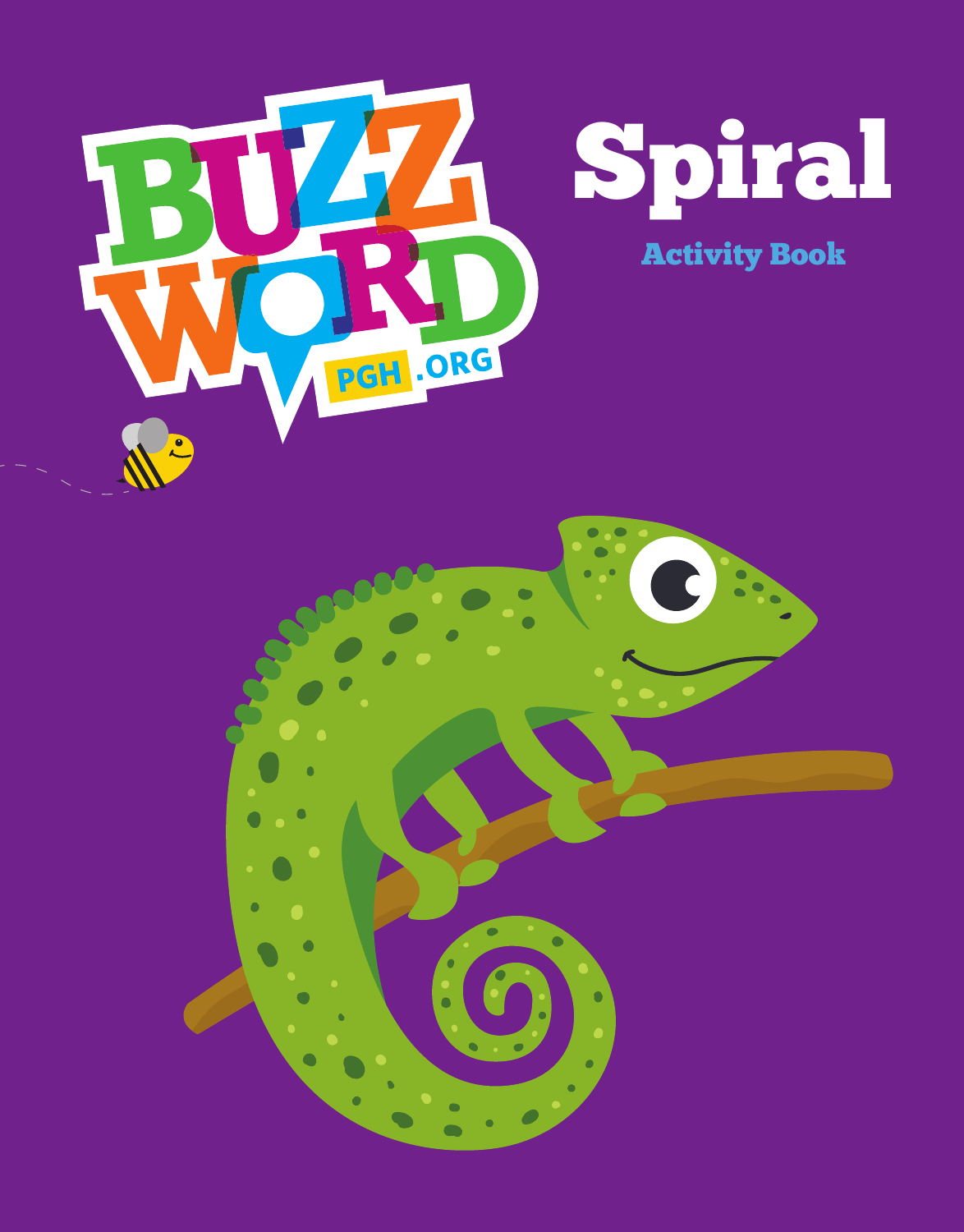BUZZ WORD PGH.ORG

# Spiral

## Activity Book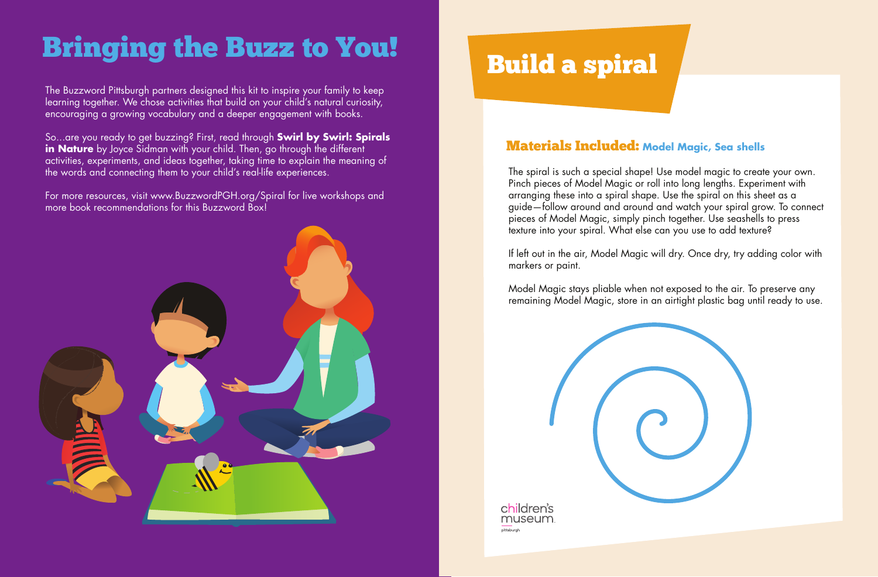# Bringing the Buzz to You!

The Buzzword Pittsburgh partners designed this kit to inspire your family to keep learning together. We chose activities that build on your child's natural curiosity, encouraging a growing vocabulary and a deeper engagement with books.

So...are you ready to get buzzing? First, read through **Swirl by Swirl: Spirals in Nature** by Joyce Sidman with your child. Then, go through the different activities, experiments, and ideas together, taking time to explain the meaning of the words and connecting them to your child's real-life experiences.

For more resources, visit www.BuzzwordPGH.org/Spiral for live workshops and more book recommendations for this Buzzword Box!

# Build a spiral

## Materials Included: Model Magic, Sea shells

The spiral is such a special shape! Use model magic to create your own. Pinch pieces of Model Magic or roll into long lengths. Experiment with arranging these into a spiral shape. Use the spiral on this sheet as a guide—follow around and around and watch your spiral grow. To connect pieces of Model Magic, simply pinch together. Use seashells to press texture into your spiral. What else can you use to add texture?

If left out in the air, Model Magic will dry. Once dry, try adding color with markers or paint.

Model Magic stays pliable when not exposed to the air. To preserve any remaining Model Magic, store in an airtight plastic bag until ready to use.

children's museum pittsburgh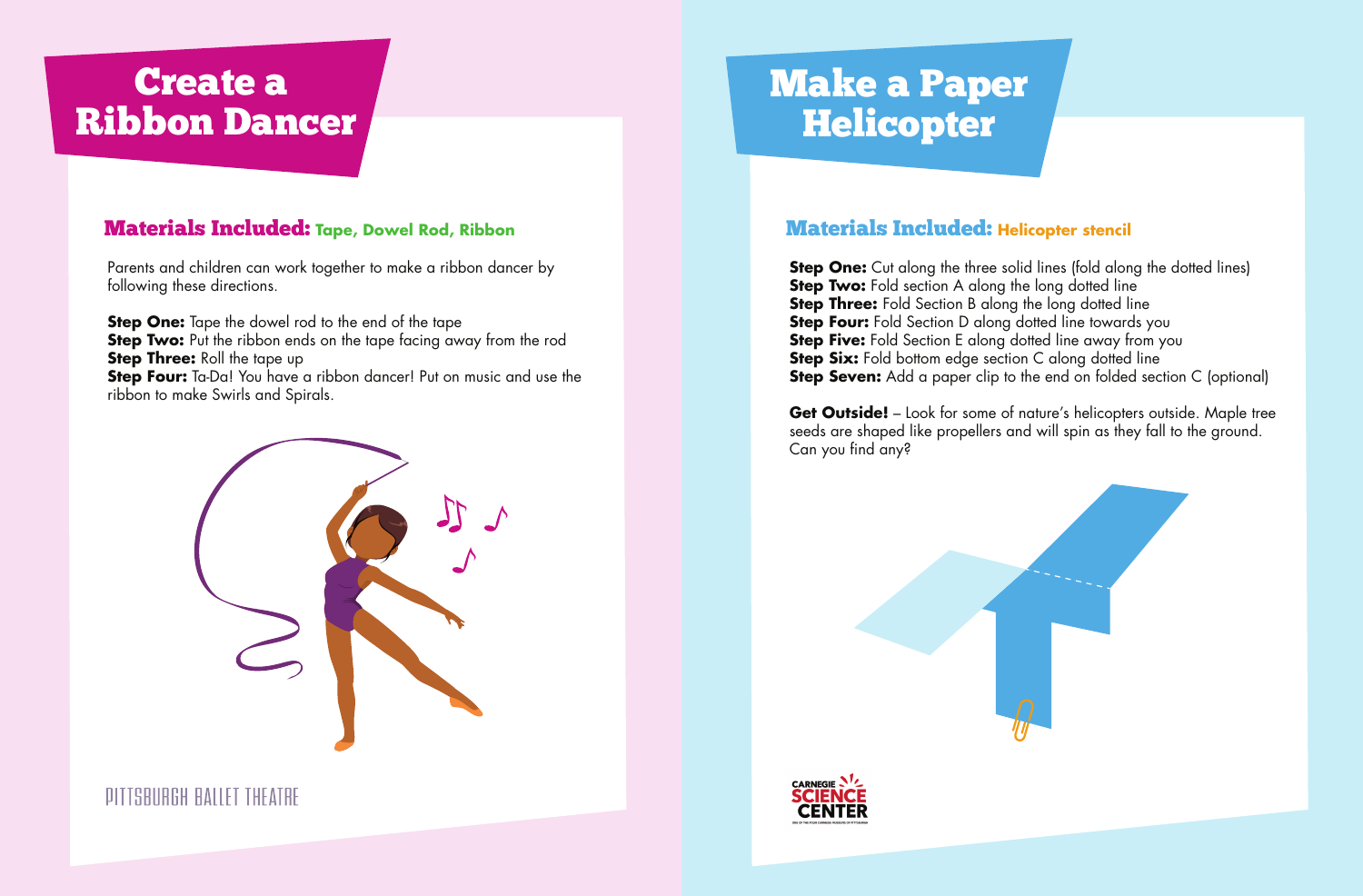# Create a Ribbon Dancer

## Materials Included: Tape, Dowel Rod, Ribbon

Parents and children can work together to make a ribbon dancer by following these directions.

**Step One:** Tape the dowel rod to the end of the tape
**Step Two:** Put the ribbon ends on the tape facing away from the rod
**Step Three:** Roll the tape up
**Step Four:** Ta-Da! You have a ribbon dancer! Put on music and use the ribbon to make Swirls and Spirals.

PITTSBURGH BALLET THEATRE

# Make a Paper Helicopter

## Materials Included: Helicopter stencil

**Step One:** Cut along the three solid lines (fold along the dotted lines)
**Step Two:** Fold section A along the long dotted line
**Step Three:** Fold Section B along the long dotted line
**Step Four:** Fold Section D along dotted line towards you
**Step Five:** Fold Section E along dotted line away from you
**Step Six:** Fold bottom edge section C along dotted line
**Step Seven:** Add a paper clip to the end on folded section C (optional)

**Get Outside!** – Look for some of nature's helicopters outside. Maple tree seeds are shaped like propellers and will spin as they fall to the ground. Can you find any?

CARNEGIE SCIENCE CENTER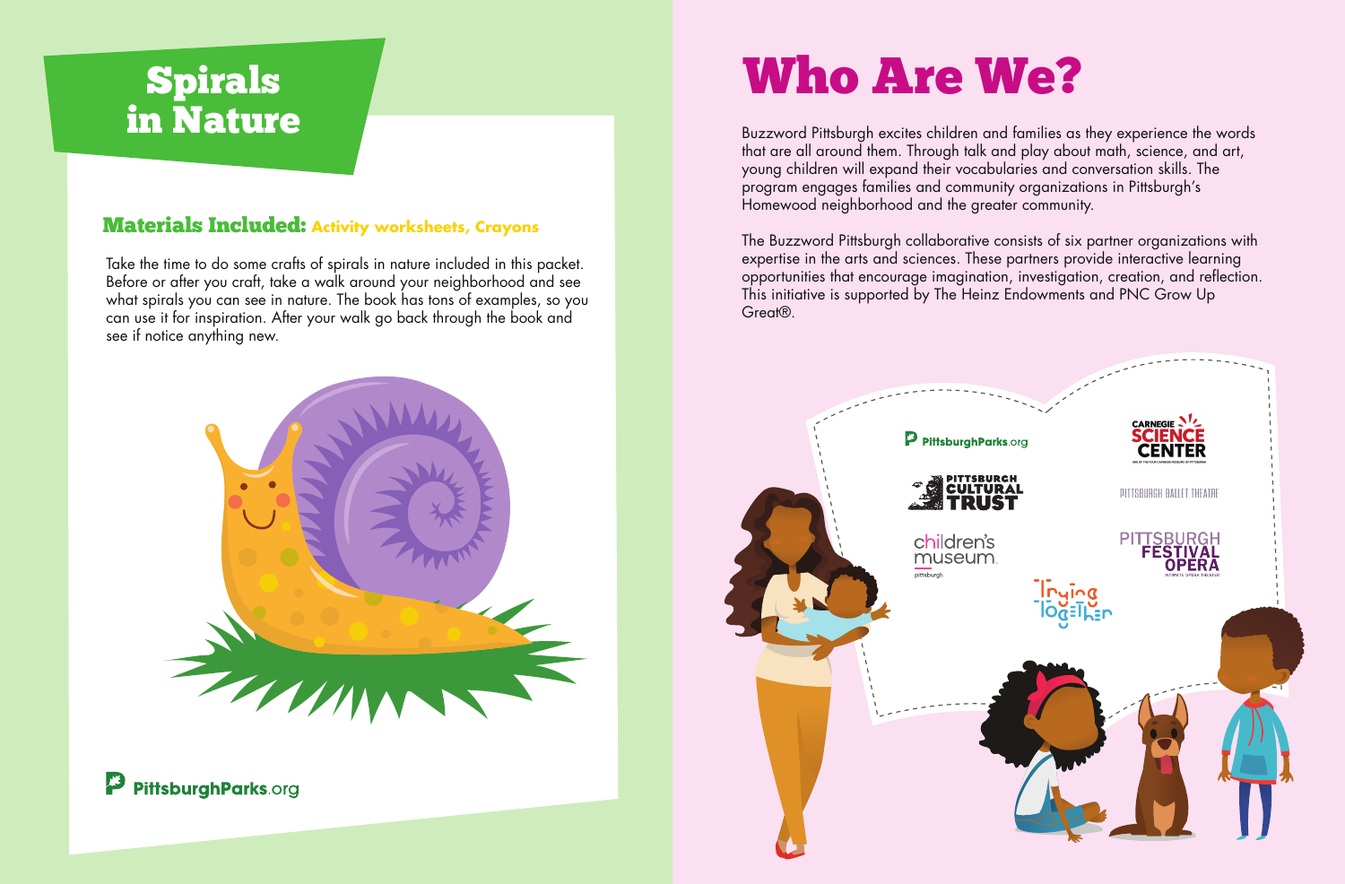# Spirals in Nature

**Materials Included:** Activity worksheets, Crayons

Take the time to do some crafts of spirals in nature included in this packet. Before or after you craft, take a walk around your neighborhood and see what spirals you can see in nature. The book has tons of examples, so you can use it for inspiration. After your walk go back through the book and see if notice anything new.

PittsburghParks.org

# Who Are We?

Buzzword Pittsburgh excites children and families as they experience the words that are all around them. Through talk and play about math, science, and art, young children will expand their vocabularies and conversation skills. The program engages families and community organizations in Pittsburgh's Homewood neighborhood and the greater community.

The Buzzword Pittsburgh collaborative consists of six partner organizations with expertise in the arts and sciences. These partners provide interactive learning opportunities that encourage imagination, investigation, creation, and reflection. This initiative is supported by The Heinz Endowments and PNC Grow Up Great®.

PittsburghParks.org

Carnegie Science Center

Pittsburgh Cultural Trust

Pittsburgh Ballet Theatre

Children's Museum Pittsburgh

Pittsburgh Festival Opera

Trying Together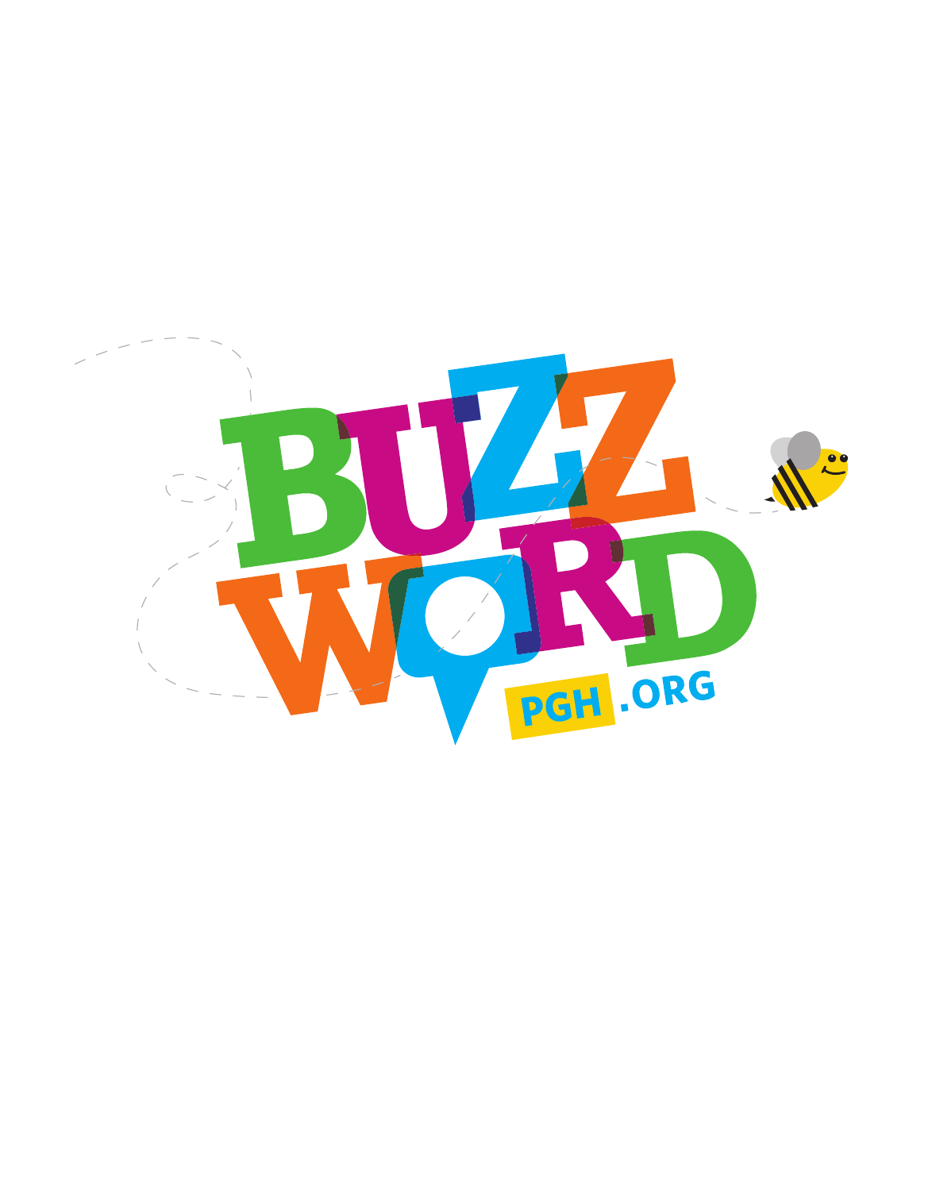BUZZ WORD

PGH.ORG